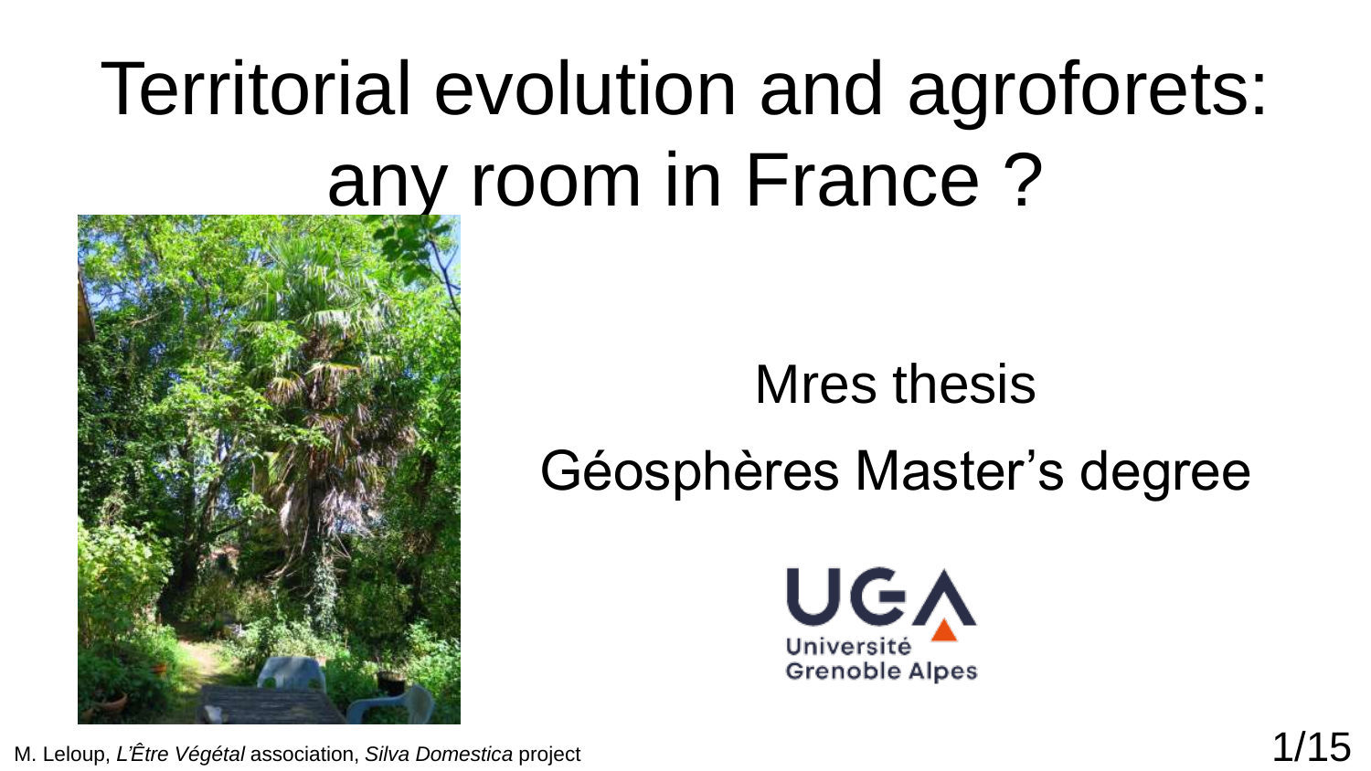# Territorial evolution and agroforets: any room in France ?

Mres thesis

Géosphères Master’s degree

Université Grenoble Alpes

M. Leloup, *L'Être Végétal* association, *Silva Domestica* project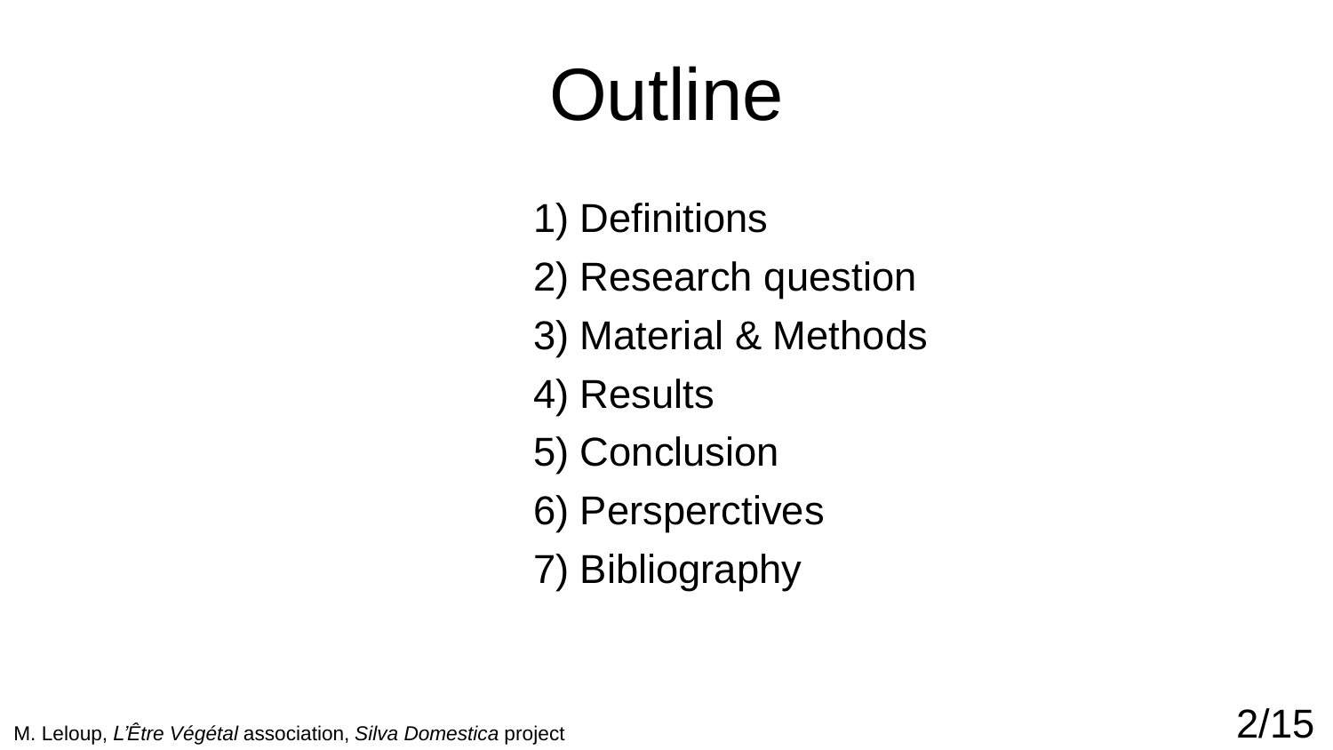# Outline

1) Definitions
2) Research question
3) Material & Methods
4) Results
5) Conclusion
6) Persperctives
7) Bibliography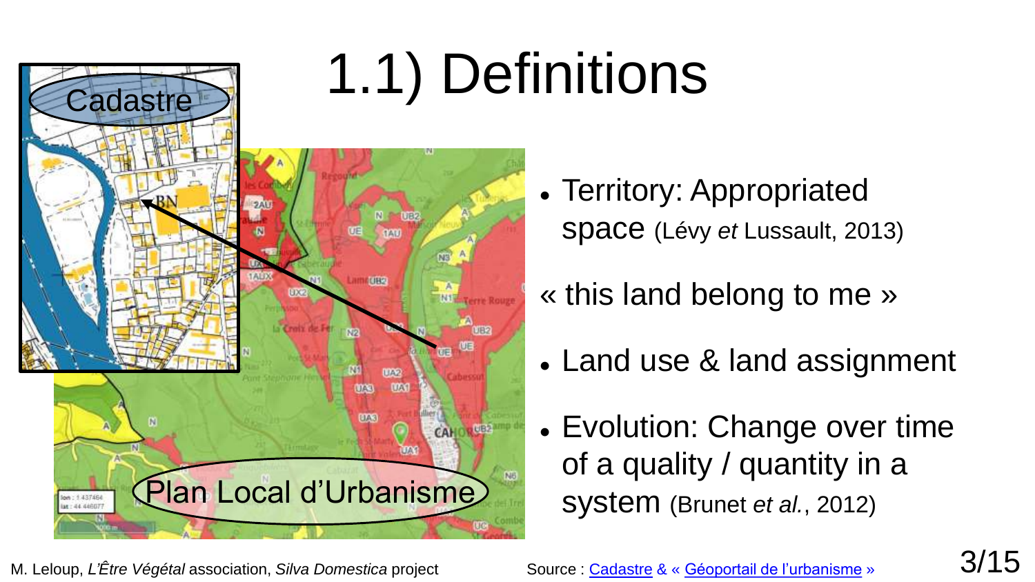# 1.1) Definitions

Cadastre

Plan Local d'Urbanisme

- Territory: Appropriated space (Lévy *et* Lussault, 2013)

« this land belong to me »

- Land use & land assignment
- Evolution: Change over time of a quality / quantity in a system (Brunet *et al.*, 2012)

M. Leloup, *L'Être Végétal* association, *Silva Domestica* project

Source : Cadastre & « Géoportail de l'urbanisme »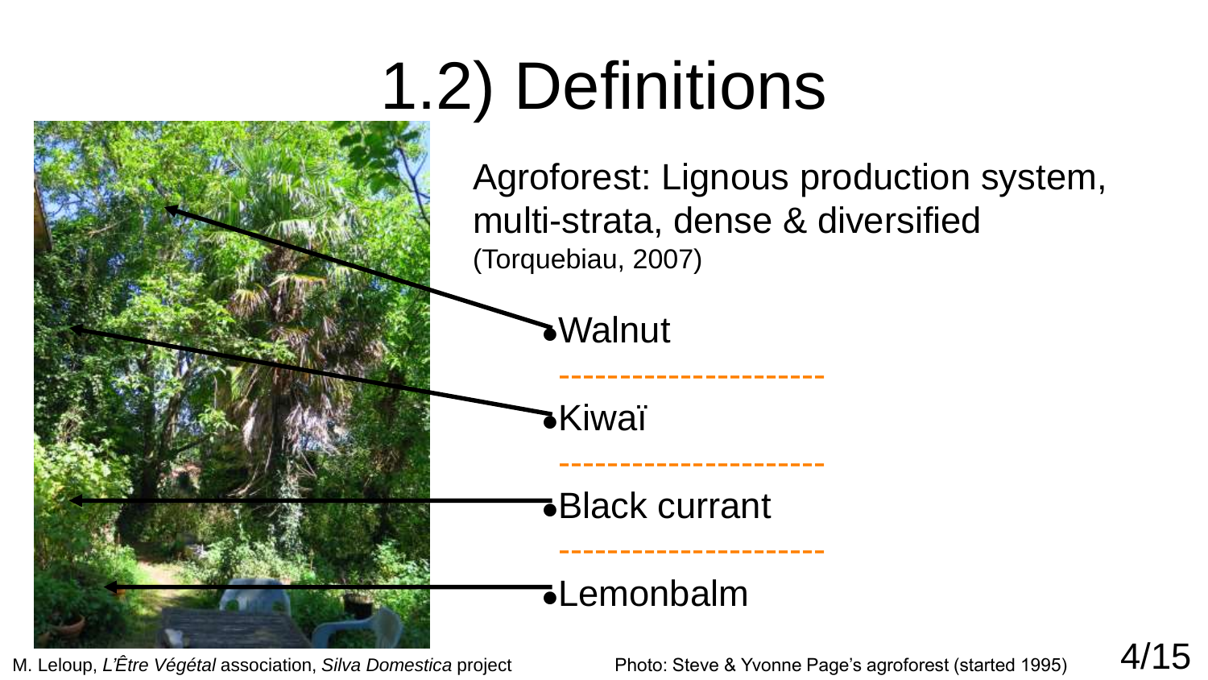# 1.2) Definitions

Agroforest: Lignous production system, multi-strata, dense & diversified (Torquebiau, 2007)

- Walnut
- Kiwaï
- Black currant
- Lemonbalm

M. Leloup, *L'Être Végétal* association, *Silva Domestica* project

Photo: Steve & Yvonne Page's agroforest (started 1995)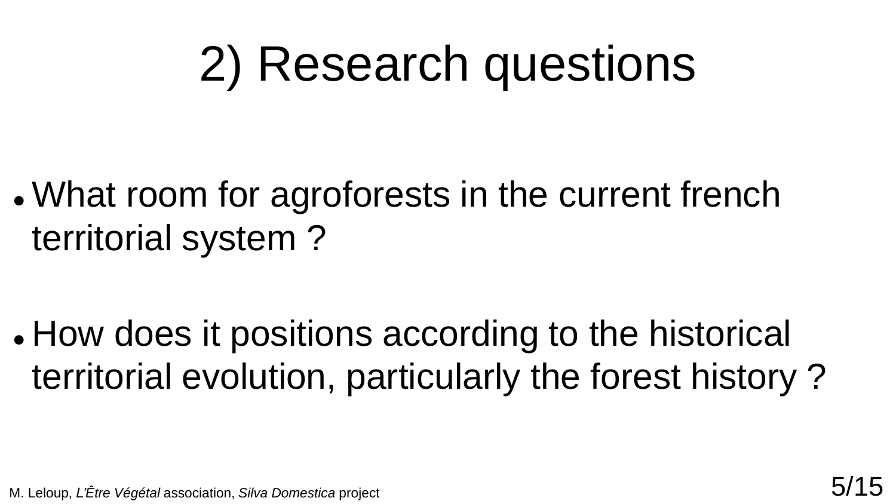# 2) Research questions

- What room for agroforests in the current french territorial system ?
- How does it positions according to the historical territorial evolution, particularly the forest history ?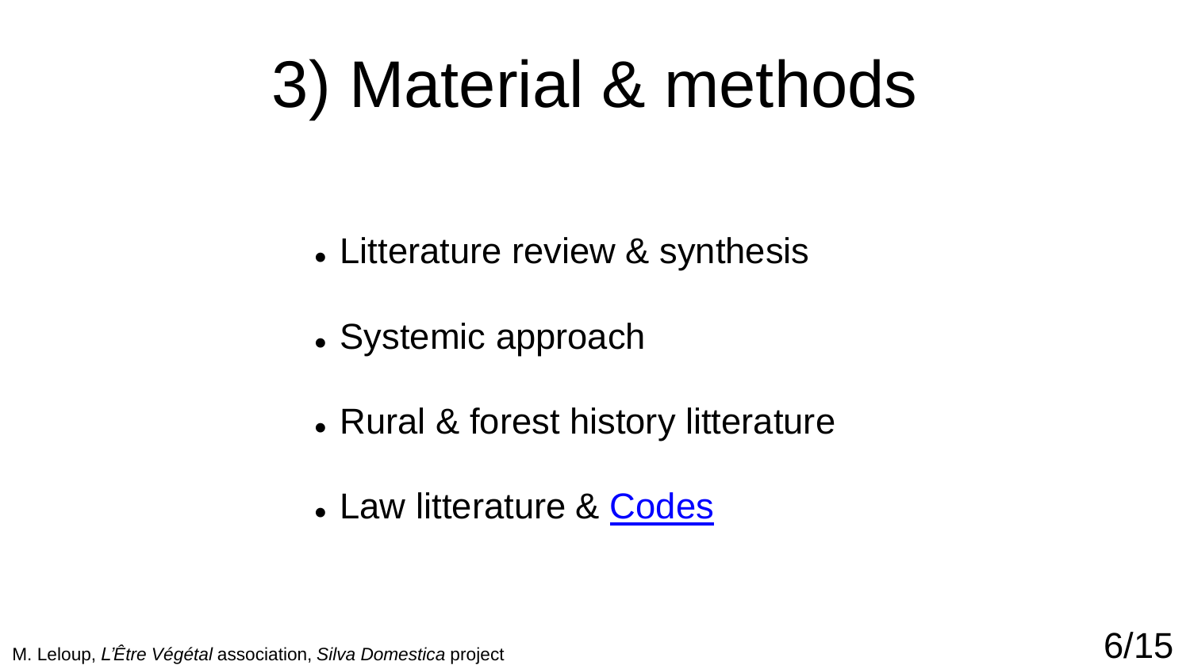# 3) Material & methods

- Litterature review & synthesis
- Systemic approach
- Rural & forest history litterature
- Law litterature & Codes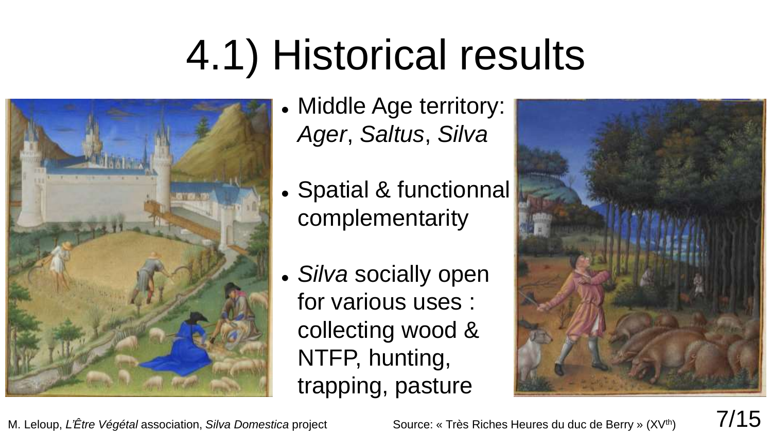# 4.1) Historical results

- Middle Age territory: *Ager*, *Saltus*, *Silva*
- Spatial & functionnal complementarity
- *Silva* socially open for various uses : collecting wood & NTFP, hunting, trapping, pasture

M. Leloup, *L'Être Végétal* association, *Silva Domestica* project

Source: « Très Riches Heures du duc de Berry » (XVth)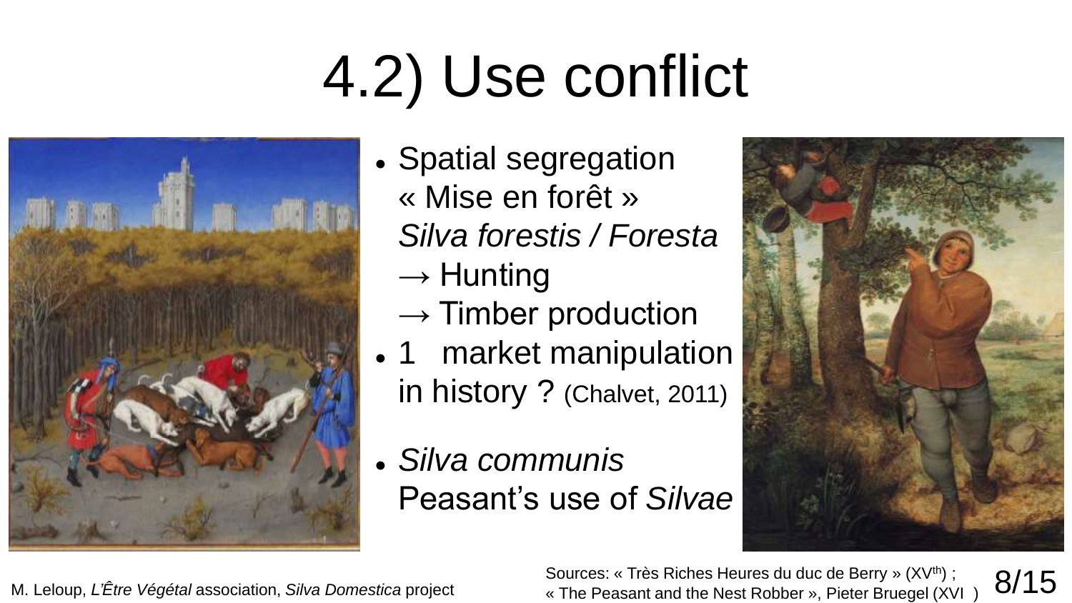# 4.2) Use conflict

- Spatial segregation
  « Mise en forêt »
  *Silva forestis / Foresta*
  → Hunting
  → Timber production
- 1 market manipulation in history ? (Chalvet, 2011)
- *Silva communis*
  Peasant's use of *Silvae*

M. Leloup, *L'Être Végétal* association, *Silva Domestica* project

Sources: « Très Riches Heures du duc de Berry » (XV[th]) ; « The Peasant and the Nest Robber », Pieter Bruegel (XVI )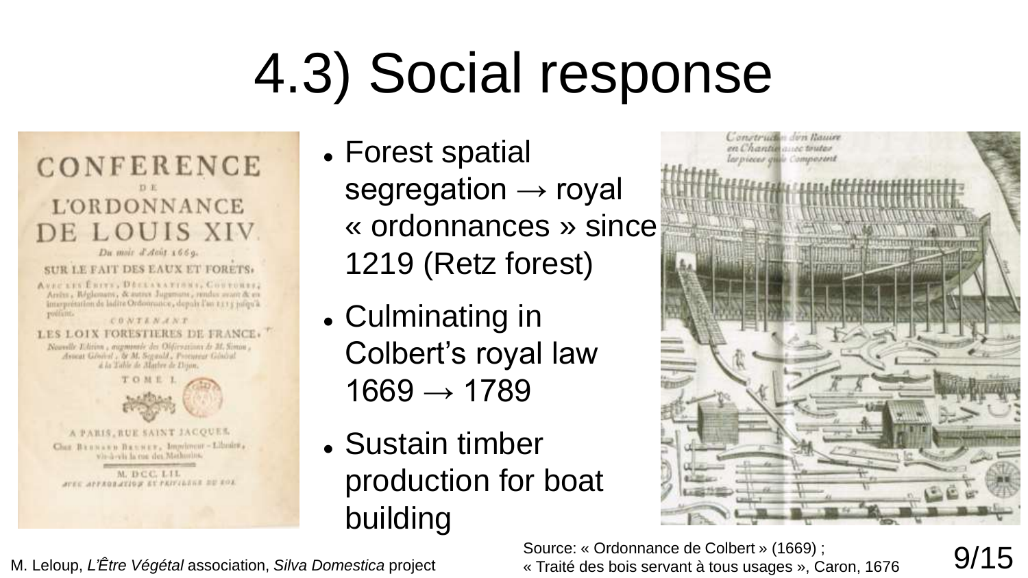# 4.3) Social response

- Forest spatial segregation → royal « ordonnances » since 1219 (Retz forest)
- Culminating in Colbert's royal law 1669 → 1789
- Sustain timber production for boat building

Source: « Ordonnance de Colbert » (1669) ; « Traité des bois servant à tous usages », Caron, 1676

M. Leloup, *L'Être Végétal* association, *Silva Domestica* project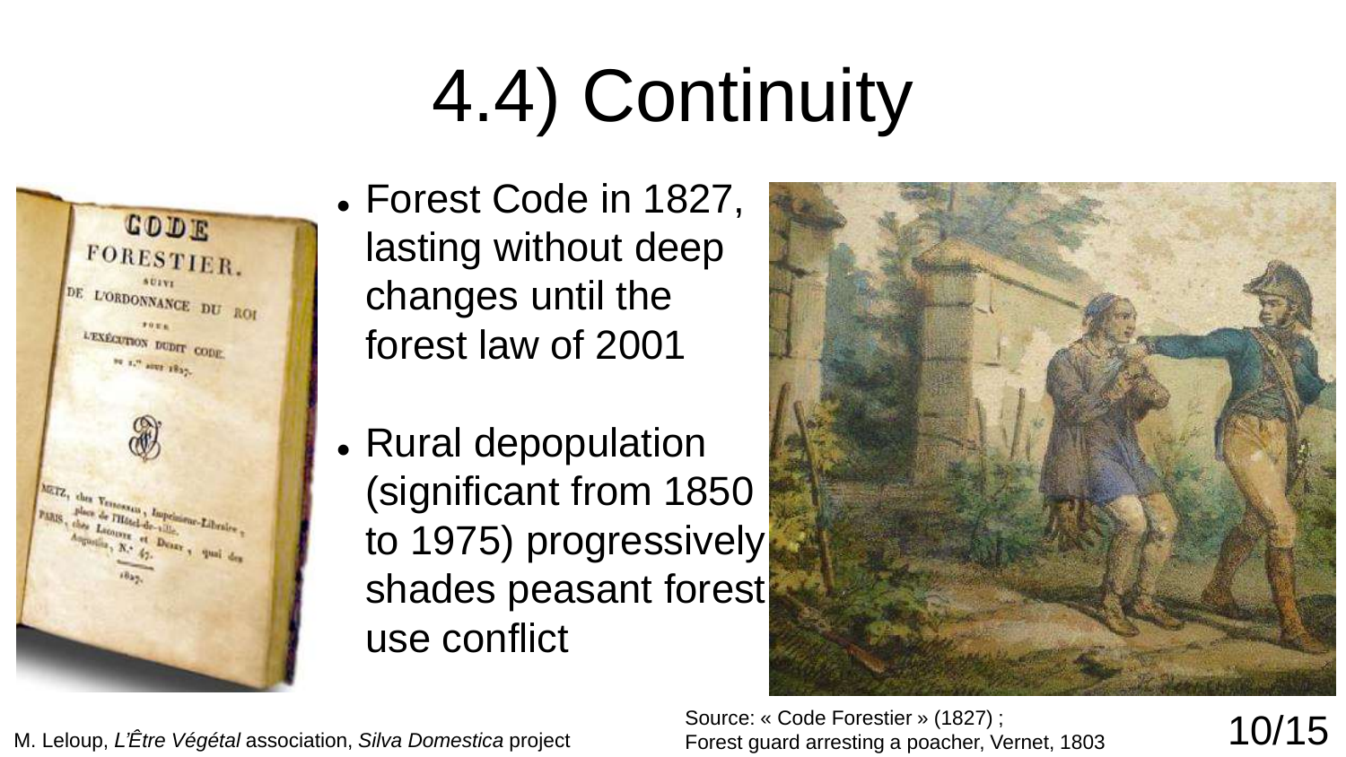# 4.4) Continuity

- Forest Code in 1827, lasting without deep changes until the forest law of 2001
- Rural depopulation (significant from 1850 to 1975) progressively shades peasant forest use conflict

M. Leloup, *L'Être Végétal* association, *Silva Domestica* project

Source: « Code Forestier » (1827) ;
Forest guard arresting a poacher, Vernet, 1803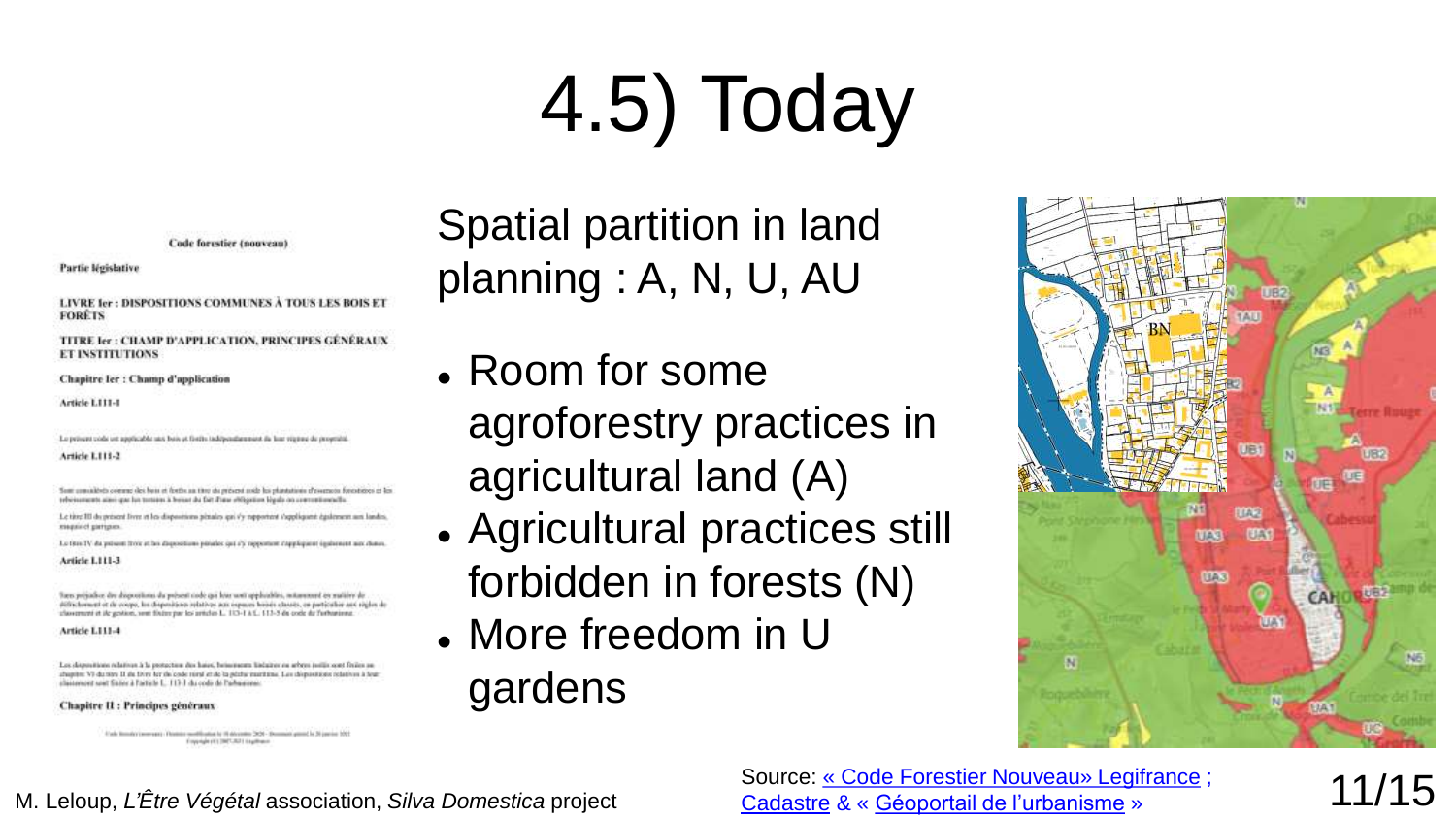# 4.5) Today

Spatial partition in land planning : A, N, U, AU

- Room for some agroforestry practices in agricultural land (A)
- Agricultural practices still forbidden in forests (N)
- More freedom in U gardens

M. Leloup, *L'Être Végétal* association, *Silva Domestica* project

Source: « Code Forestier Nouveau» Legifrance ; Cadastre & « Géoportail de l'urbanisme »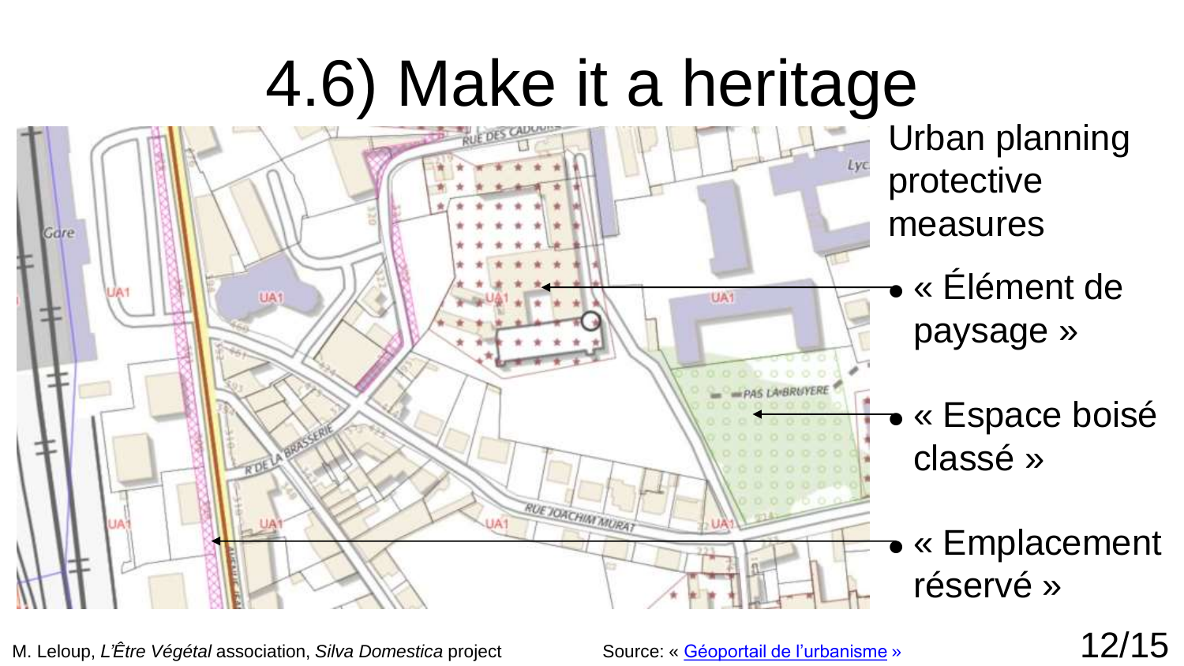# 4.6) Make it a heritage

Urban planning protective measures

- « Élément de paysage »
- « Espace boisé classé »
- « Emplacement réservé »

M. Leloup, *L'Être Végétal* association, *Silva Domestica* project

Source: « Géoportail de l'urbanisme »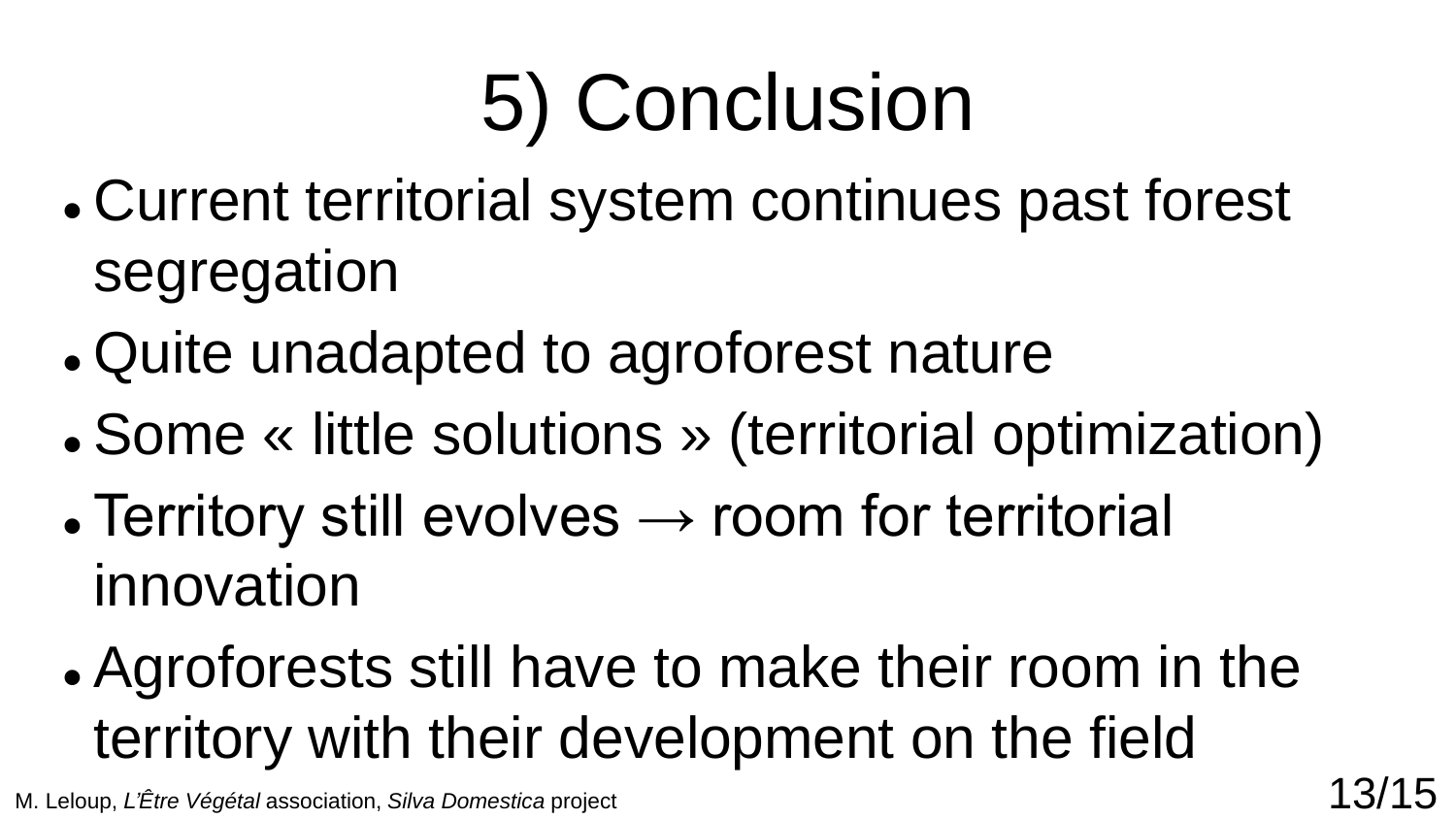# 5) Conclusion

- Current territorial system continues past forest segregation
- Quite unadapted to agroforest nature
- Some « little solutions » (territorial optimization)
- Territory still evolves → room for territorial innovation
- Agroforests still have to make their room in the territory with their development on the field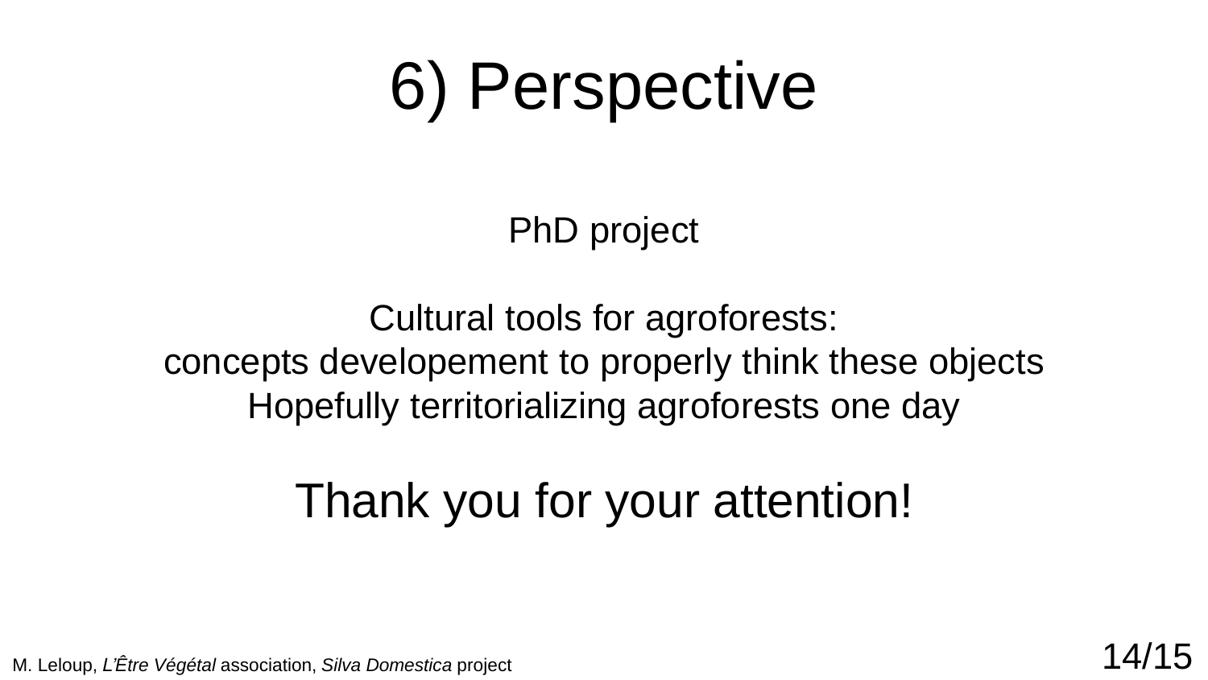# 6) Perspective

PhD project

Cultural tools for agroforests:
concepts developement to properly think these objects
Hopefully territorializing agroforests one day

Thank you for your attention!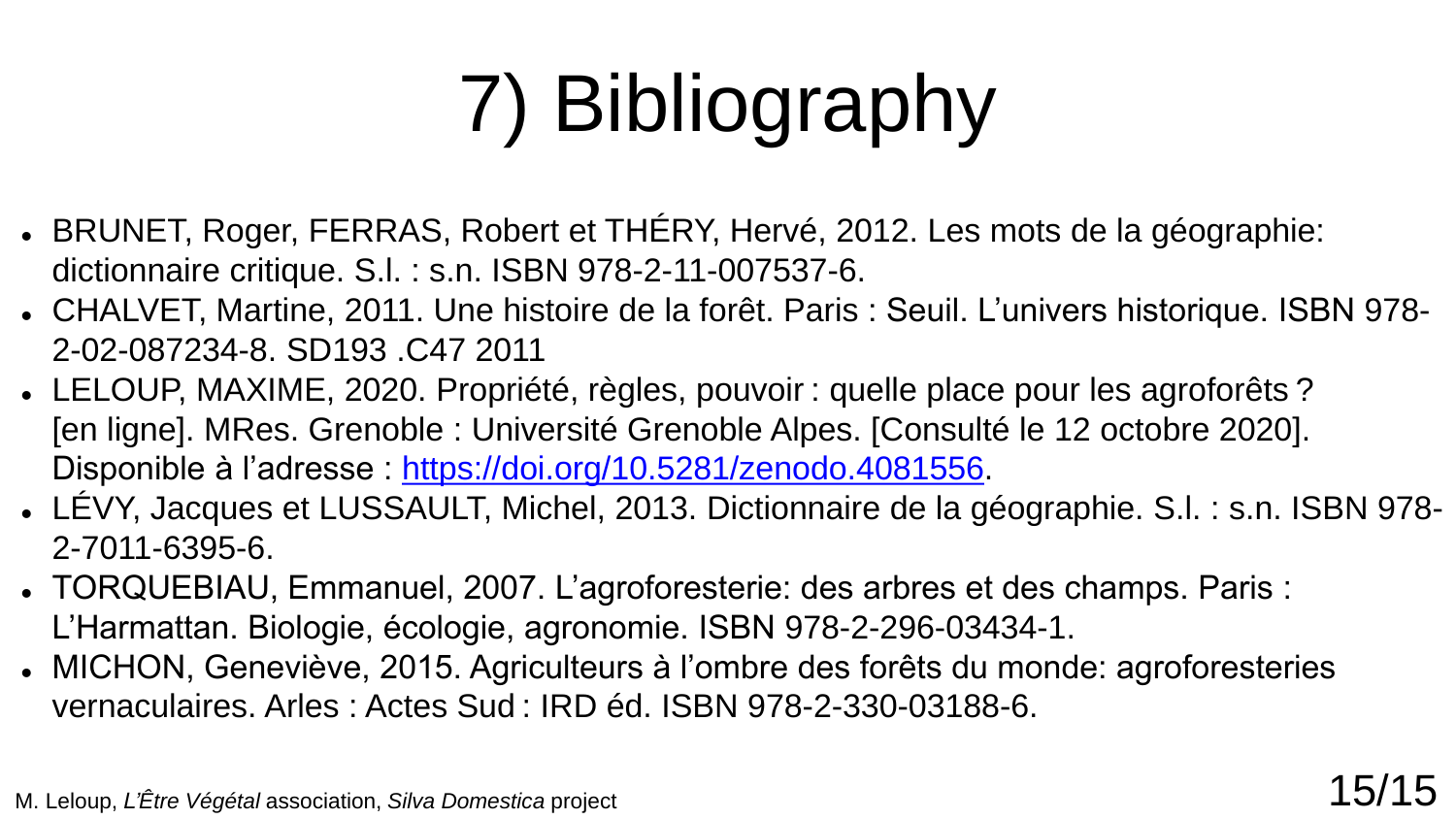# 7) Bibliography

- BRUNET, Roger, FERRAS, Robert et THÉRY, Hervé, 2012. Les mots de la géographie: dictionnaire critique. S.l. : s.n. ISBN 978-2-11-007537-6.
- CHALVET, Martine, 2011. Une histoire de la forêt. Paris : Seuil. L'univers historique. ISBN 978-2-02-087234-8. SD193 .C47 2011
- LELOUP, MAXIME, 2020. Propriété, règles, pouvoir : quelle place pour les agroforêts ? [en ligne]. MRes. Grenoble : Université Grenoble Alpes. [Consulté le 12 octobre 2020]. Disponible à l'adresse : https://doi.org/10.5281/zenodo.4081556.
- LÉVY, Jacques et LUSSAULT, Michel, 2013. Dictionnaire de la géographie. S.l. : s.n. ISBN 978-2-7011-6395-6.
- TORQUEBIAU, Emmanuel, 2007. L'agroforesterie: des arbres et des champs. Paris : L'Harmattan. Biologie, écologie, agronomie. ISBN 978-2-296-03434-1.
- MICHON, Geneviève, 2015. Agriculteurs à l'ombre des forêts du monde: agroforesteries vernaculaires. Arles : Actes Sud : IRD éd. ISBN 978-2-330-03188-6.